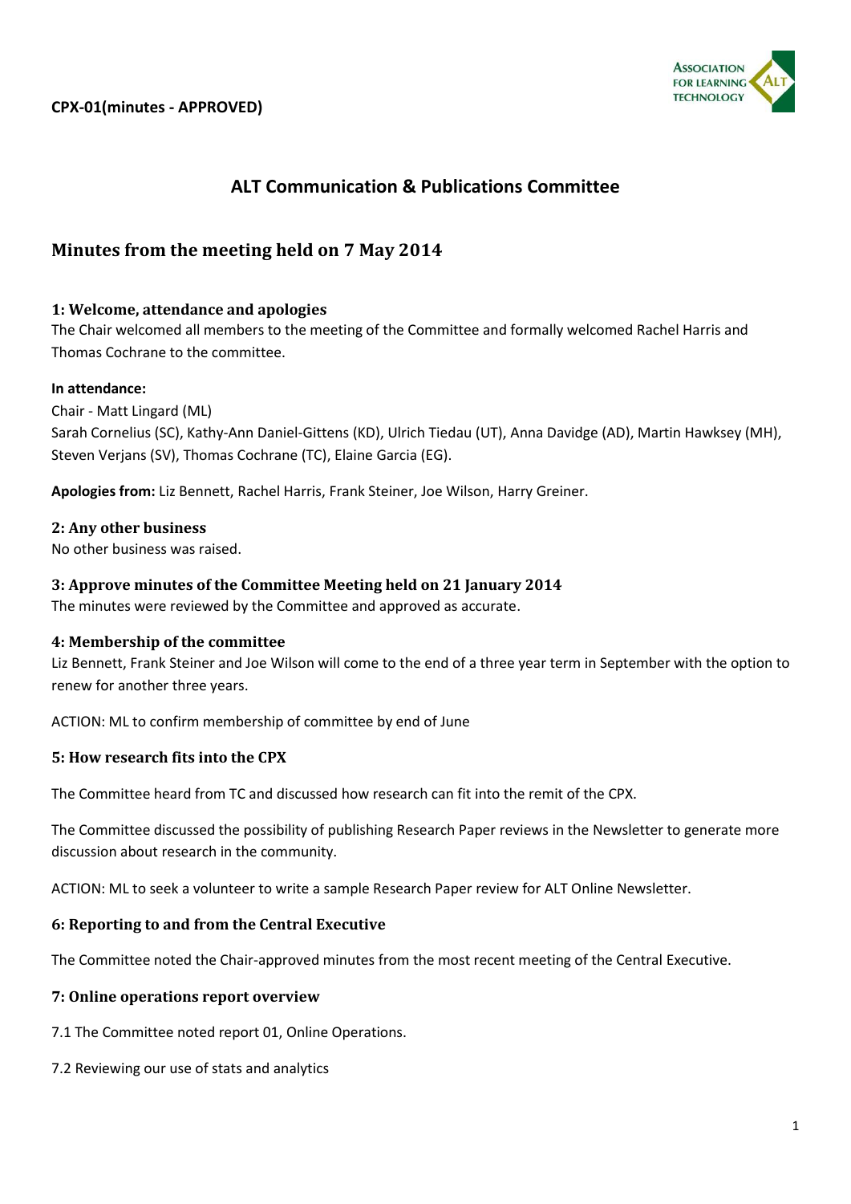**CPX-01(minutes - APPROVED)**

# ALT Communication & Publications Committee

## Minutes from the meeting held on 7 May 2014

### 1: Welcome, attendance and apologies

The Chair welcomed all members to the meeting of the Committee and formally welcomed Rachel Harris and Thomas Cochrane to the committee.

**In attendance:**

Chair - Matt Lingard (ML)
Sarah Cornelius (SC), Kathy-Ann Daniel-Gittens (KD), Ulrich Tiedau (UT), Anna Davidge (AD), Martin Hawksey (MH), Steven Verjans (SV), Thomas Cochrane (TC), Elaine Garcia (EG).

**Apologies from:** Liz Bennett, Rachel Harris, Frank Steiner, Joe Wilson, Harry Greiner.

### 2: Any other business

No other business was raised.

### 3: Approve minutes of the Committee Meeting held on 21 January 2014

The minutes were reviewed by the Committee and approved as accurate.

### 4: Membership of the committee

Liz Bennett, Frank Steiner and Joe Wilson will come to the end of a three year term in September with the option to renew for another three years.

ACTION: ML to confirm membership of committee by end of June

### 5: How research fits into the CPX

The Committee heard from TC and discussed how research can fit into the remit of the CPX.

The Committee discussed the possibility of publishing Research Paper reviews in the Newsletter to generate more discussion about research in the community.

ACTION: ML to seek a volunteer to write a sample Research Paper review for ALT Online Newsletter.

### 6: Reporting to and from the Central Executive

The Committee noted the Chair-approved minutes from the most recent meeting of the Central Executive.

### 7: Online operations report overview

7.1 The Committee noted report 01, Online Operations.

7.2 Reviewing our use of stats and analytics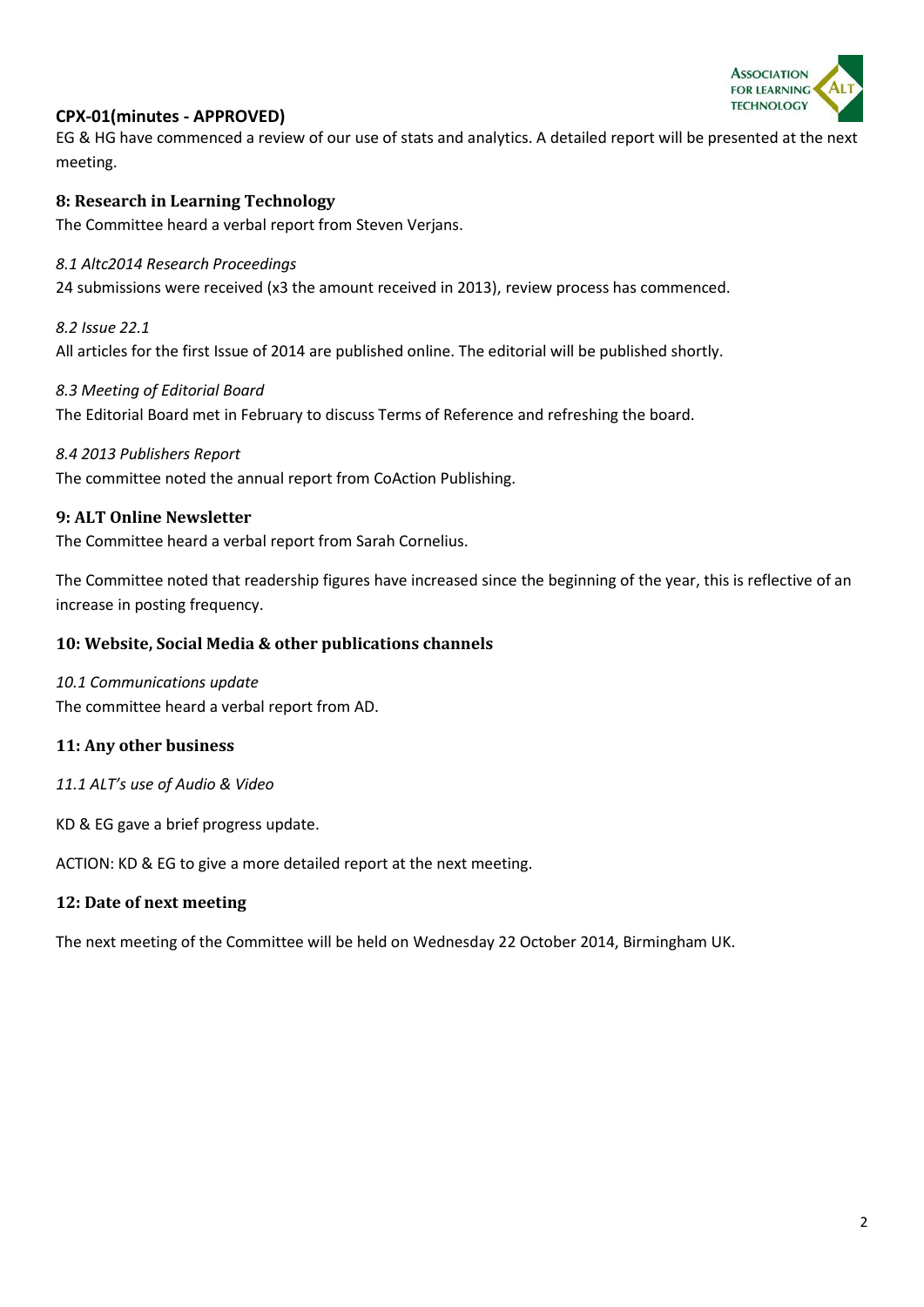**CPX-01(minutes - APPROVED)**

EG & HG have commenced a review of our use of stats and analytics. A detailed report will be presented at the next meeting.

### 8: Research in Learning Technology

The Committee heard a verbal report from Steven Verjans.

*8.1 Altc2014 Research Proceedings*

24 submissions were received (x3 the amount received in 2013), review process has commenced.

*8.2 Issue 22.1*

All articles for the first Issue of 2014 are published online. The editorial will be published shortly.

*8.3 Meeting of Editorial Board*

The Editorial Board met in February to discuss Terms of Reference and refreshing the board.

*8.4 2013 Publishers Report*

The committee noted the annual report from CoAction Publishing.

### 9: ALT Online Newsletter

The Committee heard a verbal report from Sarah Cornelius.

The Committee noted that readership figures have increased since the beginning of the year, this is reflective of an increase in posting frequency.

### 10: Website, Social Media & other publications channels

*10.1 Communications update*

The committee heard a verbal report from AD.

### 11: Any other business

*11.1 ALT's use of Audio & Video*

KD & EG gave a brief progress update.

ACTION: KD & EG to give a more detailed report at the next meeting.

### 12: Date of next meeting

The next meeting of the Committee will be held on Wednesday 22 October 2014, Birmingham UK.